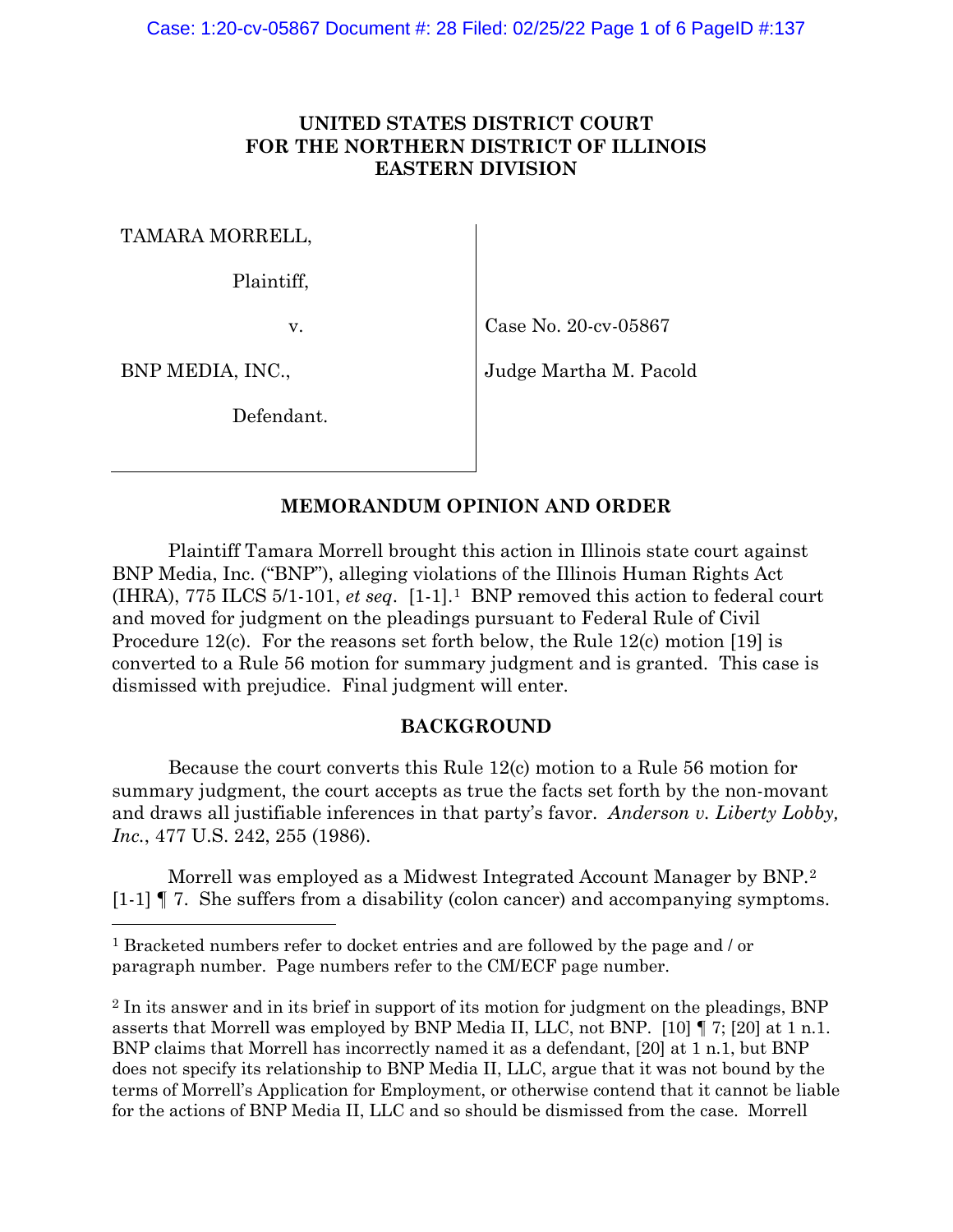**UNITED STATES DISTRICT COURT**
**FOR THE NORTHERN DISTRICT OF ILLINOIS**
**EASTERN DIVISION**

| | |
|---|---|
| TAMARA MORRELL,<br><br>Plaintiff,<br><br>v.<br><br>BNP MEDIA, INC.,<br><br>Defendant. | Case No. 20-cv-05867<br><br>Judge Martha M. Pacold |

## MEMORANDUM OPINION AND ORDER

Plaintiff Tamara Morrell brought this action in Illinois state court against BNP Media, Inc. ("BNP"), alleging violations of the Illinois Human Rights Act (IHRA), 775 ILCS 5/1-101, *et seq*. [1-1].[1] BNP removed this action to federal court and moved for judgment on the pleadings pursuant to Federal Rule of Civil Procedure 12(c). For the reasons set forth below, the Rule 12(c) motion [19] is converted to a Rule 56 motion for summary judgment and is granted. This case is dismissed with prejudice. Final judgment will enter.

## BACKGROUND

Because the court converts this Rule 12(c) motion to a Rule 56 motion for summary judgment, the court accepts as true the facts set forth by the non-movant and draws all justifiable inferences in that party's favor. *Anderson v. Liberty Lobby, Inc.*, 477 U.S. 242, 255 (1986).

Morrell was employed as a Midwest Integrated Account Manager by BNP.[2] [1-1] ¶ 7. She suffers from a disability (colon cancer) and accompanying symptoms.

---

[1] Bracketed numbers refer to docket entries and are followed by the page and / or paragraph number. Page numbers refer to the CM/ECF page number.

[2] In its answer and in its brief in support of its motion for judgment on the pleadings, BNP asserts that Morrell was employed by BNP Media II, LLC, not BNP. [10] ¶ 7; [20] at 1 n.1. BNP claims that Morrell has incorrectly named it as a defendant, [20] at 1 n.1, but BNP does not specify its relationship to BNP Media II, LLC, argue that it was not bound by the terms of Morrell's Application for Employment, or otherwise contend that it cannot be liable for the actions of BNP Media II, LLC and so should be dismissed from the case. Morrell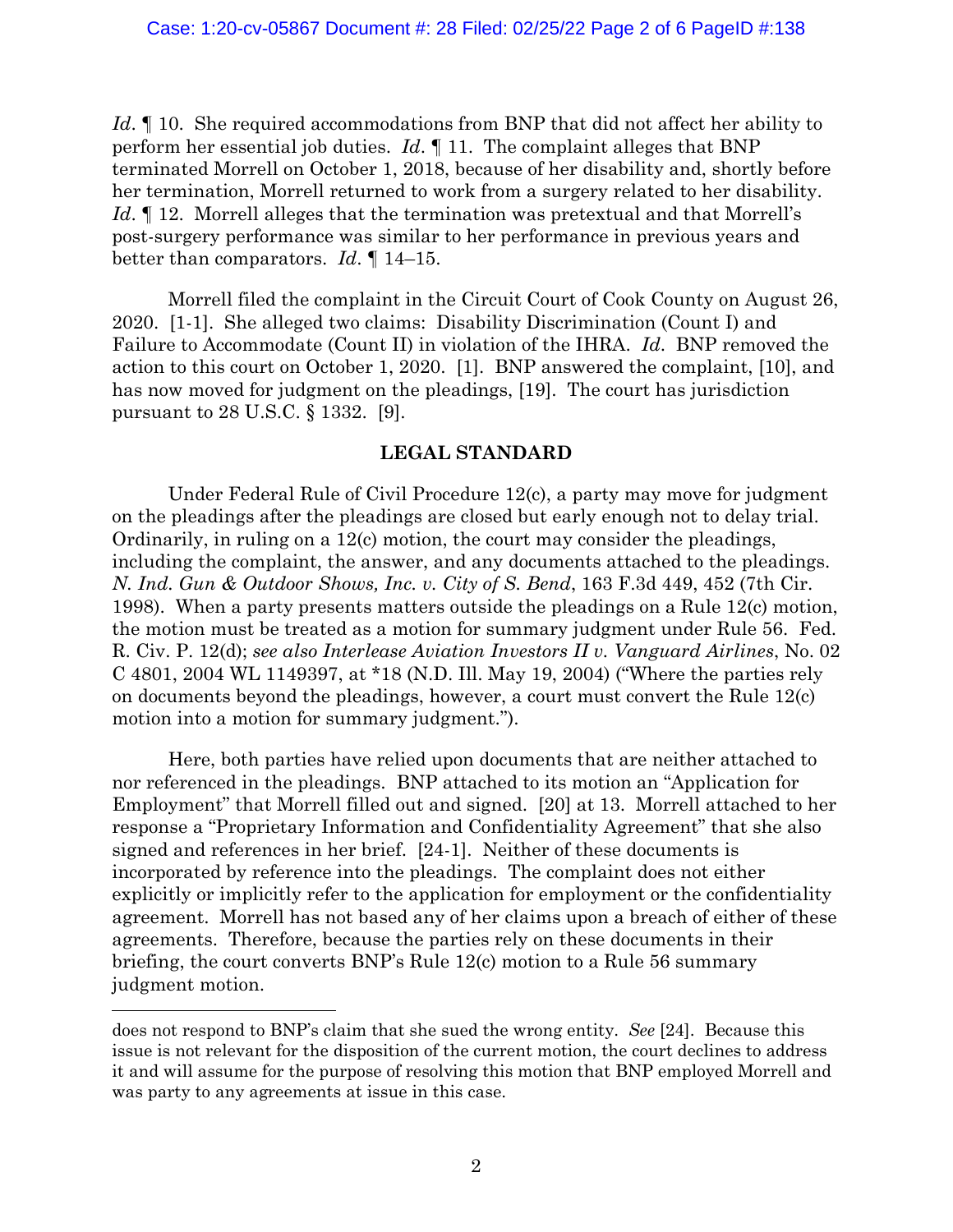*Id*. ¶ 10. She required accommodations from BNP that did not affect her ability to perform her essential job duties. *Id*. ¶ 11. The complaint alleges that BNP terminated Morrell on October 1, 2018, because of her disability and, shortly before her termination, Morrell returned to work from a surgery related to her disability. *Id*. ¶ 12. Morrell alleges that the termination was pretextual and that Morrell's post-surgery performance was similar to her performance in previous years and better than comparators. *Id*. ¶ 14–15.

Morrell filed the complaint in the Circuit Court of Cook County on August 26, 2020. [1-1]. She alleged two claims: Disability Discrimination (Count I) and Failure to Accommodate (Count II) in violation of the IHRA. *Id*. BNP removed the action to this court on October 1, 2020. [1]. BNP answered the complaint, [10], and has now moved for judgment on the pleadings, [19]. The court has jurisdiction pursuant to 28 U.S.C. § 1332. [9].

## LEGAL STANDARD

Under Federal Rule of Civil Procedure 12(c), a party may move for judgment on the pleadings after the pleadings are closed but early enough not to delay trial. Ordinarily, in ruling on a 12(c) motion, the court may consider the pleadings, including the complaint, the answer, and any documents attached to the pleadings. *N. Ind. Gun & Outdoor Shows, Inc. v. City of S. Bend*, 163 F.3d 449, 452 (7th Cir. 1998). When a party presents matters outside the pleadings on a Rule 12(c) motion, the motion must be treated as a motion for summary judgment under Rule 56. Fed. R. Civ. P. 12(d); *see also Interlease Aviation Investors II v. Vanguard Airlines*, No. 02 C 4801, 2004 WL 1149397, at *18 (N.D. Ill. May 19, 2004) ("Where the parties rely on documents beyond the pleadings, however, a court must convert the Rule 12(c) motion into a motion for summary judgment.").

Here, both parties have relied upon documents that are neither attached to nor referenced in the pleadings. BNP attached to its motion an "Application for Employment" that Morrell filled out and signed. [20] at 13. Morrell attached to her response a "Proprietary Information and Confidentiality Agreement" that she also signed and references in her brief. [24-1]. Neither of these documents is incorporated by reference into the pleadings. The complaint does not either explicitly or implicitly refer to the application for employment or the confidentiality agreement. Morrell has not based any of her claims upon a breach of either of these agreements. Therefore, because the parties rely on these documents in their briefing, the court converts BNP's Rule 12(c) motion to a Rule 56 summary judgment motion.

---

does not respond to BNP's claim that she sued the wrong entity. *See* [24]. Because this issue is not relevant for the disposition of the current motion, the court declines to address it and will assume for the purpose of resolving this motion that BNP employed Morrell and was party to any agreements at issue in this case.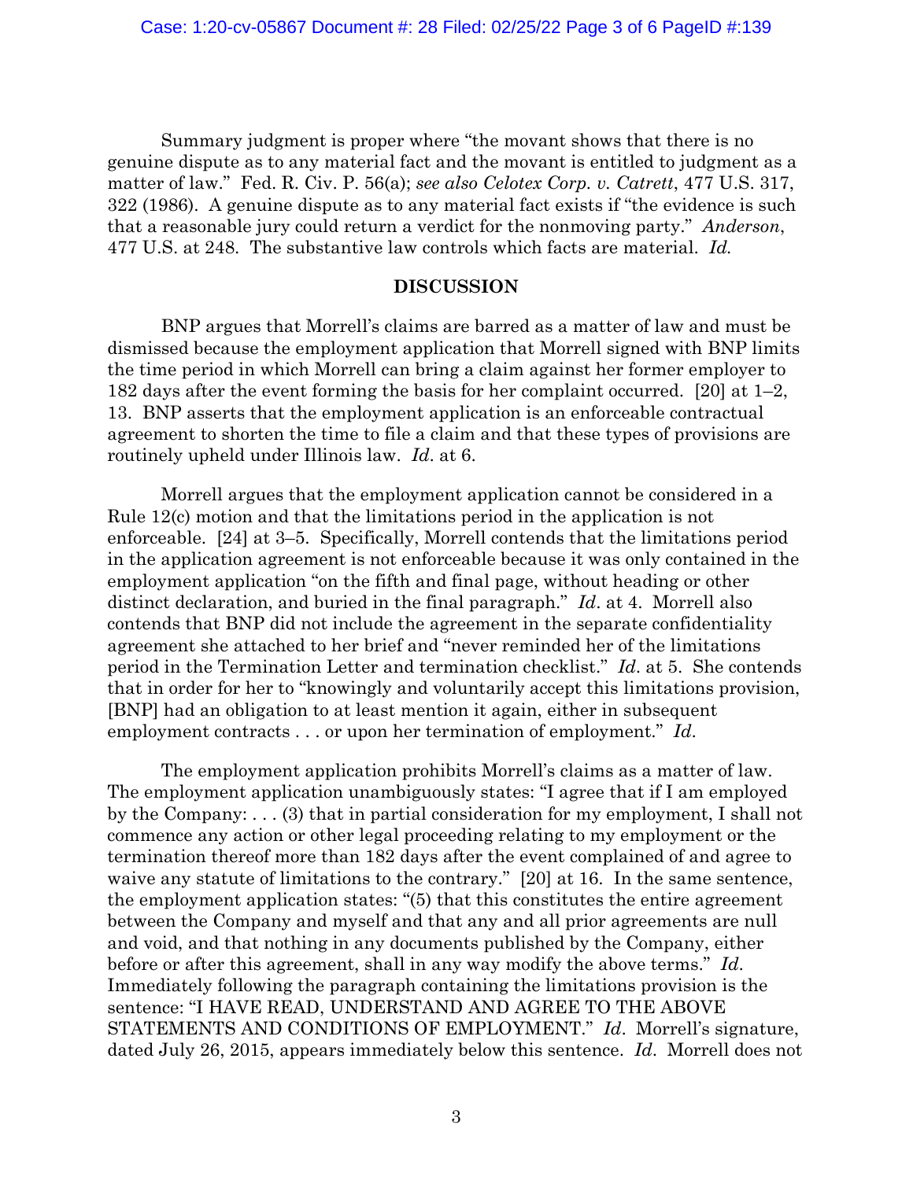Summary judgment is proper where "the movant shows that there is no genuine dispute as to any material fact and the movant is entitled to judgment as a matter of law." Fed. R. Civ. P. 56(a); *see also Celotex Corp. v. Catrett*, 477 U.S. 317, 322 (1986). A genuine dispute as to any material fact exists if "the evidence is such that a reasonable jury could return a verdict for the nonmoving party." *Anderson*, 477 U.S. at 248. The substantive law controls which facts are material. *Id.*

## DISCUSSION

BNP argues that Morrell's claims are barred as a matter of law and must be dismissed because the employment application that Morrell signed with BNP limits the time period in which Morrell can bring a claim against her former employer to 182 days after the event forming the basis for her complaint occurred. [20] at 1–2, 13. BNP asserts that the employment application is an enforceable contractual agreement to shorten the time to file a claim and that these types of provisions are routinely upheld under Illinois law. *Id*. at 6.

Morrell argues that the employment application cannot be considered in a Rule 12(c) motion and that the limitations period in the application is not enforceable. [24] at 3–5. Specifically, Morrell contends that the limitations period in the application agreement is not enforceable because it was only contained in the employment application "on the fifth and final page, without heading or other distinct declaration, and buried in the final paragraph." *Id*. at 4. Morrell also contends that BNP did not include the agreement in the separate confidentiality agreement she attached to her brief and "never reminded her of the limitations period in the Termination Letter and termination checklist." *Id*. at 5. She contends that in order for her to "knowingly and voluntarily accept this limitations provision, [BNP] had an obligation to at least mention it again, either in subsequent employment contracts . . . or upon her termination of employment." *Id*.

The employment application prohibits Morrell's claims as a matter of law. The employment application unambiguously states: "I agree that if I am employed by the Company: . . . (3) that in partial consideration for my employment, I shall not commence any action or other legal proceeding relating to my employment or the termination thereof more than 182 days after the event complained of and agree to waive any statute of limitations to the contrary." [20] at 16. In the same sentence, the employment application states: "(5) that this constitutes the entire agreement between the Company and myself and that any and all prior agreements are null and void, and that nothing in any documents published by the Company, either before or after this agreement, shall in any way modify the above terms." *Id*. Immediately following the paragraph containing the limitations provision is the sentence: "I HAVE READ, UNDERSTAND AND AGREE TO THE ABOVE STATEMENTS AND CONDITIONS OF EMPLOYMENT." *Id*. Morrell's signature, dated July 26, 2015, appears immediately below this sentence. *Id*. Morrell does not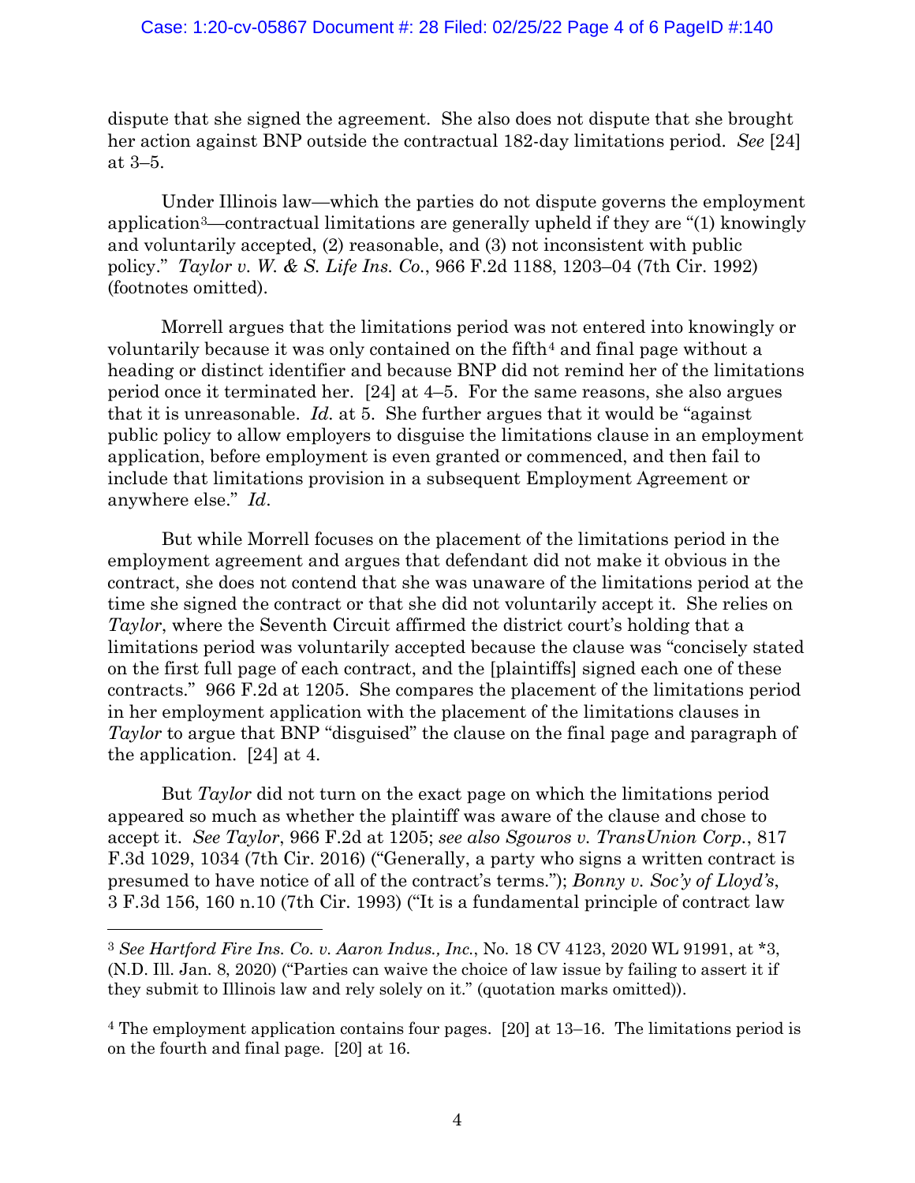dispute that she signed the agreement. She also does not dispute that she brought her action against BNP outside the contractual 182-day limitations period. *See* [24] at 3–5.

Under Illinois law—which the parties do not dispute governs the employment application[3]—contractual limitations are generally upheld if they are "(1) knowingly and voluntarily accepted, (2) reasonable, and (3) not inconsistent with public policy." *Taylor v. W. & S. Life Ins. Co.*, 966 F.2d 1188, 1203–04 (7th Cir. 1992) (footnotes omitted).

Morrell argues that the limitations period was not entered into knowingly or voluntarily because it was only contained on the fifth[4] and final page without a heading or distinct identifier and because BNP did not remind her of the limitations period once it terminated her. [24] at 4–5. For the same reasons, she also argues that it is unreasonable. *Id.* at 5. She further argues that it would be "against public policy to allow employers to disguise the limitations clause in an employment application, before employment is even granted or commenced, and then fail to include that limitations provision in a subsequent Employment Agreement or anywhere else." *Id*.

But while Morrell focuses on the placement of the limitations period in the employment agreement and argues that defendant did not make it obvious in the contract, she does not contend that she was unaware of the limitations period at the time she signed the contract or that she did not voluntarily accept it. She relies on *Taylor*, where the Seventh Circuit affirmed the district court's holding that a limitations period was voluntarily accepted because the clause was "concisely stated on the first full page of each contract, and the [plaintiffs] signed each one of these contracts." 966 F.2d at 1205. She compares the placement of the limitations period in her employment application with the placement of the limitations clauses in *Taylor* to argue that BNP "disguised" the clause on the final page and paragraph of the application. [24] at 4.

But *Taylor* did not turn on the exact page on which the limitations period appeared so much as whether the plaintiff was aware of the clause and chose to accept it. *See Taylor*, 966 F.2d at 1205; *see also Sgouros v. TransUnion Corp.*, 817 F.3d 1029, 1034 (7th Cir. 2016) ("Generally, a party who signs a written contract is presumed to have notice of all of the contract's terms."); *Bonny v. Soc'y of Lloyd's*, 3 F.3d 156, 160 n.10 (7th Cir. 1993) ("It is a fundamental principle of contract law

---

[3] *See Hartford Fire Ins. Co. v. Aaron Indus., Inc.*, No. 18 CV 4123, 2020 WL 91991, at \*3, (N.D. Ill. Jan. 8, 2020) ("Parties can waive the choice of law issue by failing to assert it if they submit to Illinois law and rely solely on it." (quotation marks omitted)).

[4] The employment application contains four pages. [20] at 13–16. The limitations period is on the fourth and final page. [20] at 16.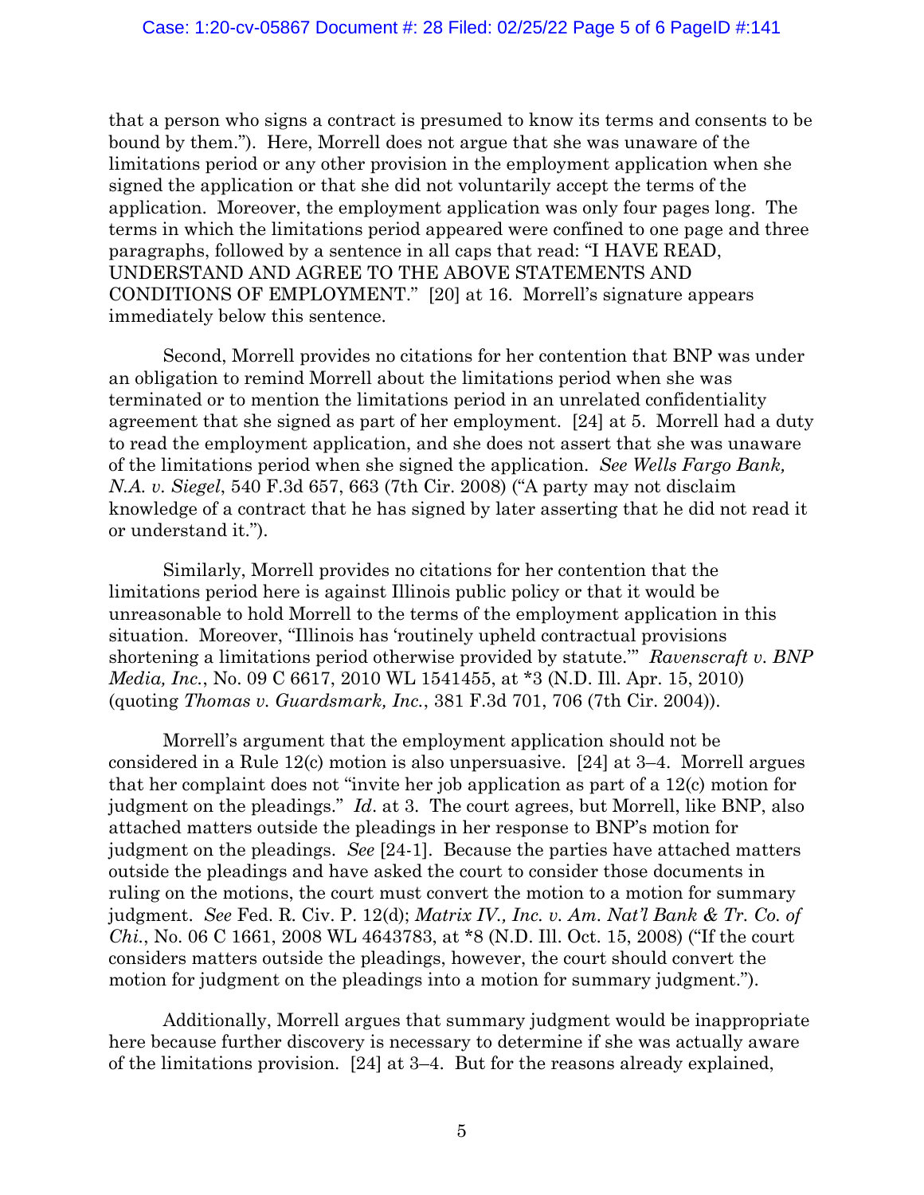that a person who signs a contract is presumed to know its terms and consents to be bound by them."). Here, Morrell does not argue that she was unaware of the limitations period or any other provision in the employment application when she signed the application or that she did not voluntarily accept the terms of the application. Moreover, the employment application was only four pages long. The terms in which the limitations period appeared were confined to one page and three paragraphs, followed by a sentence in all caps that read: "I HAVE READ, UNDERSTAND AND AGREE TO THE ABOVE STATEMENTS AND CONDITIONS OF EMPLOYMENT." [20] at 16. Morrell's signature appears immediately below this sentence.

Second, Morrell provides no citations for her contention that BNP was under an obligation to remind Morrell about the limitations period when she was terminated or to mention the limitations period in an unrelated confidentiality agreement that she signed as part of her employment. [24] at 5. Morrell had a duty to read the employment application, and she does not assert that she was unaware of the limitations period when she signed the application. *See Wells Fargo Bank, N.A. v. Siegel*, 540 F.3d 657, 663 (7th Cir. 2008) ("A party may not disclaim knowledge of a contract that he has signed by later asserting that he did not read it or understand it.").

Similarly, Morrell provides no citations for her contention that the limitations period here is against Illinois public policy or that it would be unreasonable to hold Morrell to the terms of the employment application in this situation. Moreover, "Illinois has 'routinely upheld contractual provisions shortening a limitations period otherwise provided by statute.'" *Ravenscraft v. BNP Media, Inc.*, No. 09 C 6617, 2010 WL 1541455, at *3 (N.D. Ill. Apr. 15, 2010) (quoting *Thomas v. Guardsmark, Inc.*, 381 F.3d 701, 706 (7th Cir. 2004)).

Morrell's argument that the employment application should not be considered in a Rule 12(c) motion is also unpersuasive. [24] at 3–4. Morrell argues that her complaint does not "invite her job application as part of a 12(c) motion for judgment on the pleadings." *Id*. at 3. The court agrees, but Morrell, like BNP, also attached matters outside the pleadings in her response to BNP's motion for judgment on the pleadings. *See* [24-1]. Because the parties have attached matters outside the pleadings and have asked the court to consider those documents in ruling on the motions, the court must convert the motion to a motion for summary judgment. *See* Fed. R. Civ. P. 12(d); *Matrix IV., Inc. v. Am. Nat'l Bank & Tr. Co. of Chi.*, No. 06 C 1661, 2008 WL 4643783, at *8 (N.D. Ill. Oct. 15, 2008) ("If the court considers matters outside the pleadings, however, the court should convert the motion for judgment on the pleadings into a motion for summary judgment.").

Additionally, Morrell argues that summary judgment would be inappropriate here because further discovery is necessary to determine if she was actually aware of the limitations provision. [24] at 3–4. But for the reasons already explained,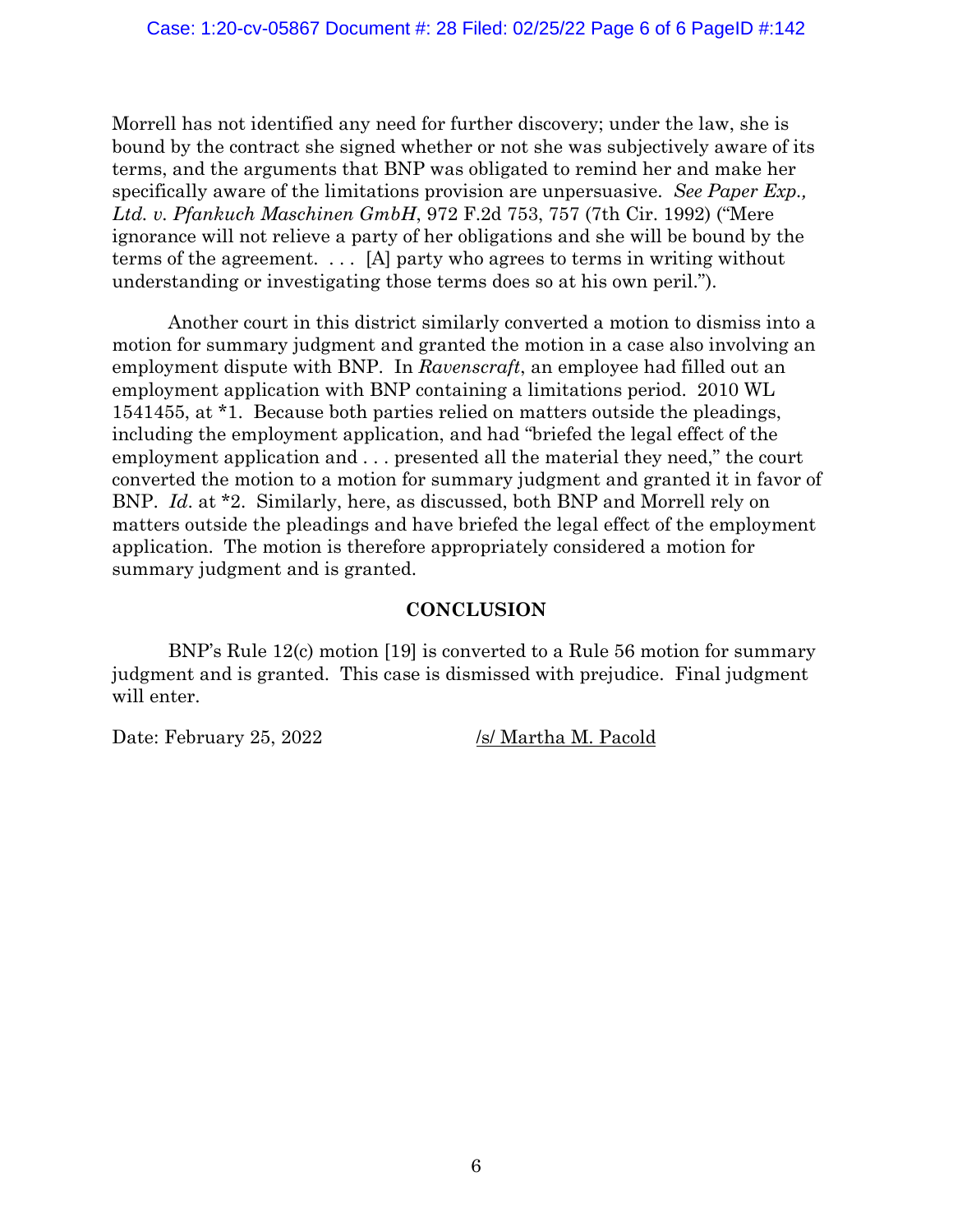Morrell has not identified any need for further discovery; under the law, she is bound by the contract she signed whether or not she was subjectively aware of its terms, and the arguments that BNP was obligated to remind her and make her specifically aware of the limitations provision are unpersuasive. *See Paper Exp., Ltd. v. Pfankuch Maschinen GmbH*, 972 F.2d 753, 757 (7th Cir. 1992) ("Mere ignorance will not relieve a party of her obligations and she will be bound by the terms of the agreement. . . . [A] party who agrees to terms in writing without understanding or investigating those terms does so at his own peril.").

Another court in this district similarly converted a motion to dismiss into a motion for summary judgment and granted the motion in a case also involving an employment dispute with BNP. In *Ravenscraft*, an employee had filled out an employment application with BNP containing a limitations period. 2010 WL 1541455, at \*1. Because both parties relied on matters outside the pleadings, including the employment application, and had "briefed the legal effect of the employment application and . . . presented all the material they need," the court converted the motion to a motion for summary judgment and granted it in favor of BNP. *Id.* at \*2. Similarly, here, as discussed, both BNP and Morrell rely on matters outside the pleadings and have briefed the legal effect of the employment application. The motion is therefore appropriately considered a motion for summary judgment and is granted.

## CONCLUSION

BNP's Rule 12(c) motion [19] is converted to a Rule 56 motion for summary judgment and is granted. This case is dismissed with prejudice. Final judgment will enter.

Date: February 25, 2022 /s/ Martha M. Pacold